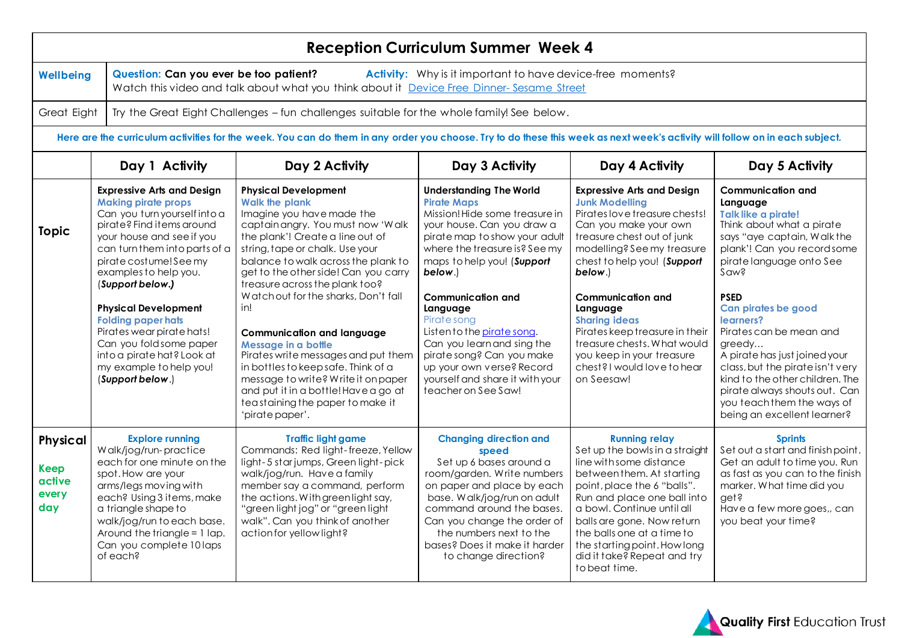# Reception Curriculum Summer Week 4

| | |
|---|---|
| **Wellbeing** | **Question: Can you ever be too patient?** **Activity:** Why is it important to have device-free moments? Watch this video and talk about what you think about it [Device Free Dinner- Sesame Street] |
| Great Eight | Try the Great Eight Challenges – fun challenges suitable for the whole family! See below. |

**Here are the curriculum activities for the week. You can do them in any order you choose. Try to do these this week as next week's activity will follow on in each subject.**

| | Day 1 Activity | Day 2 Activity | Day 3 Activity | Day 4 Activity | Day 5 Activity |
|---|---|---|---|---|---|
| **Topic** | **Expressive Arts and Design** **Making pirate props** Can you turn yourself into a pirate? Find items around your house and see if you can turn them into parts of a pirate costume! See my examples to help you. (***Support below.)*** **Physical Development** **Folding paper hats** Pirates wear pirate hats! Can you fold some paper into a pirate hat? Look at my example to help you! (***Support below***.) | **Physical Development** **Walk the plank** Imagine you have made the captain angry. You must now 'Walk the plank'! Create a line out of string, tape or chalk. Use your balance to walk across the plank to get to the other side! Can you carry treasure across the plank too? Watch out for the sharks, Don't fall in! **Communication and language** **Message in a bottle** Pirates write messages and put them in bottles to keep safe. Think of a message to write? Write it on paper and put it in a bottle! Have a go at tea staining the paper to make it 'pirate paper'. | **Understanding The World** **Pirate Maps** Mission! Hide some treasure in your house. Can you draw a pirate map to show your adult where the treasure is? See my maps to help you! (***Support below***.) **Communication and Language** Pirate song Listen to the [pirate song]. Can you learn and sing the pirate song? Can you make up your own verse? Record yourself and share it with your teacher on See Saw! | **Expressive Arts and Design** **Junk Modelling** Pirates love treasure chests! Can you make your own treasure chest out of junk modelling? See my treasure chest to help you! (***Support below***.) **Communication and Language** **Sharing ideas** Pirates keep treasure in their treasure chests. What would you keep in your treasure chest? I would love to hear on Seesaw! | **Communication and Language** **Talk like a pirate!** Think about what a pirate says "aye captain, Walk the plank'! Can you record some pirate language onto See Saw? **PSED** **Can pirates be good learners?** Pirates can be mean and greedy… A pirate has just joined your class, but the pirate isn't very kind to the other children. The pirate always shouts out. Can you teach them the ways of being an excellent learner? |
| **Physical** **Keep active every day** | **Explore running** Walk/jog/run- practice each for one minute on the spot. How are your arms/legs moving with each? Using 3 items, make a triangle shape to walk/jog/run to each base. Around the triangle = 1 lap. Can you complete 10 laps of each? | **Traffic light game** Commands: Red light- freeze, Yellow light- 5 star jumps, Green light- pick walk/jog/run. Have a family member say a command, perform the actions. With green light say, "green light jog" or "green light walk". Can you think of another action for yellow light? | **Changing direction and speed** Set up 6 bases around a room/garden. Write numbers on paper and place by each base. Walk/jog/run on adult command around the bases. Can you change the order of the numbers next to the bases? Does it make it harder to change direction? | **Running relay** Set up the bowls in a straight line with some distance between them. At starting point, place the 6 "balls". Run and place one ball into a bowl. Continue until all balls are gone. Now return the balls one at a time to the starting point. How long did it take? Repeat and try to beat time. | **Sprints** Set out a start and finish point. Get an adult to time you. Run as fast as you can to the finish marker. What time did you get? Have a few more goes,, can you beat your time? |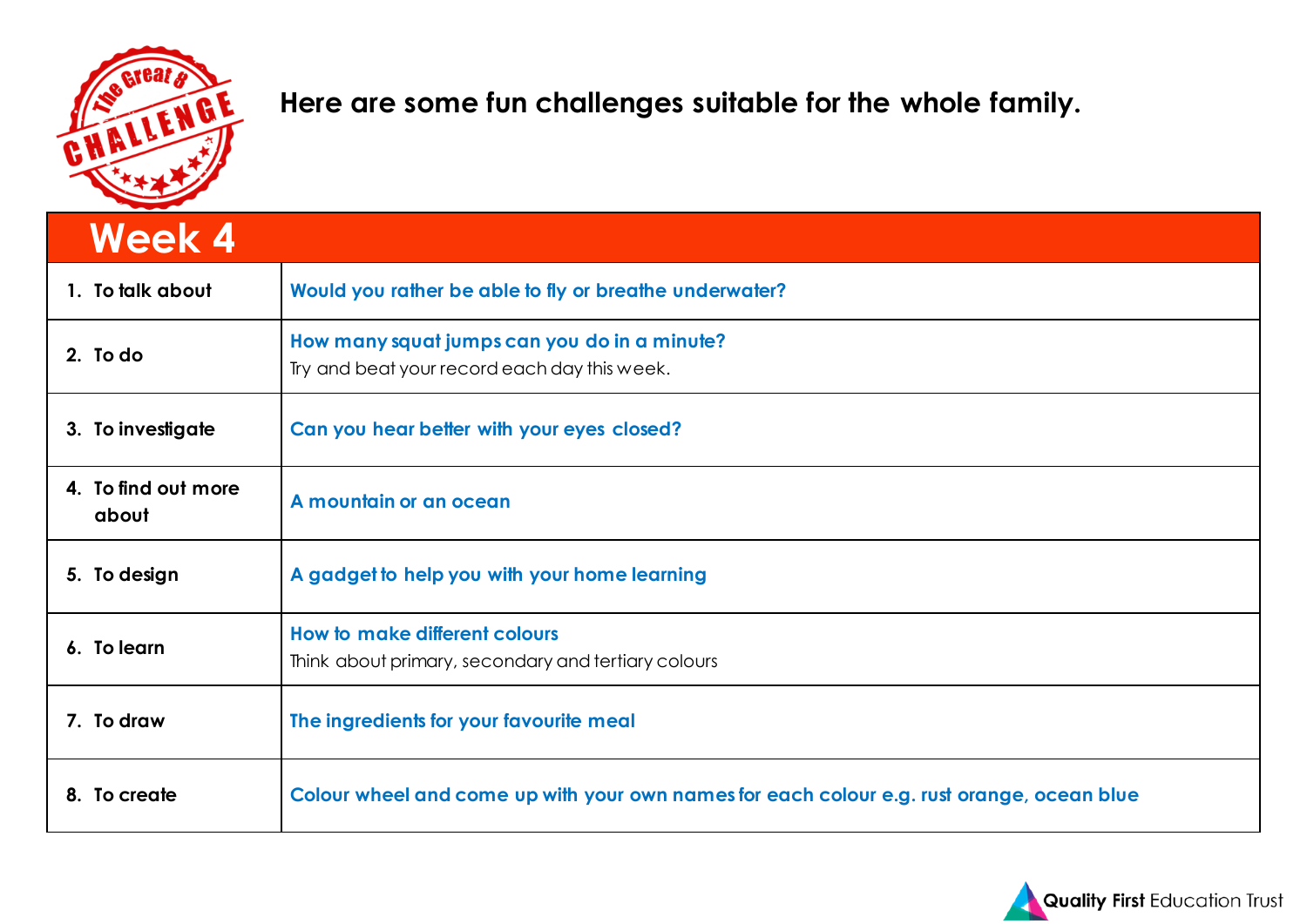Here are some fun challenges suitable for the whole family.

## Week 4

| | |
|---|---|
| 1. To talk about | **Would you rather be able to fly or breathe underwater?** |
| 2. To do | **How many squat jumps can you do in a minute?**<br>Try and beat your record each day this week. |
| 3. To investigate | **Can you hear better with your eyes closed?** |
| 4. To find out more about | **A mountain or an ocean** |
| 5. To design | **A gadget to help you with your home learning** |
| 6. To learn | **How to make different colours**<br>Think about primary, secondary and tertiary colours |
| 7. To draw | **The ingredients for your favourite meal** |
| 8. To create | **Colour wheel and come up with your own names for each colour e.g. rust orange, ocean blue** |

**Quality First** Education Trust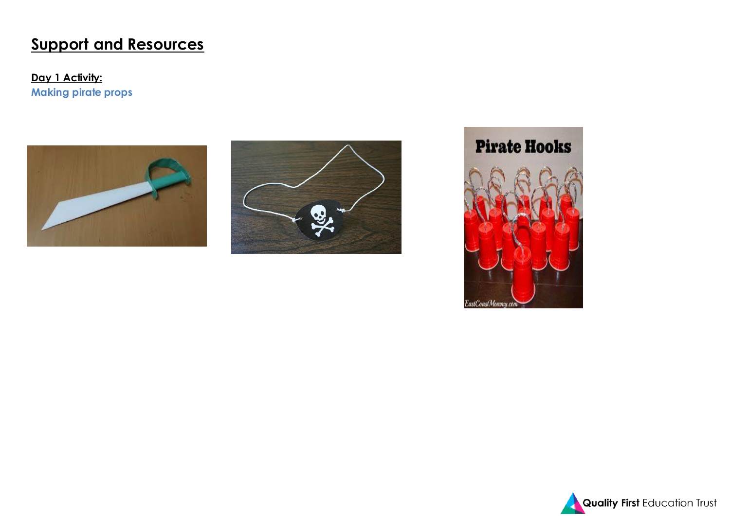# Support and Resources

**Day 1 Activity:**

Making pirate props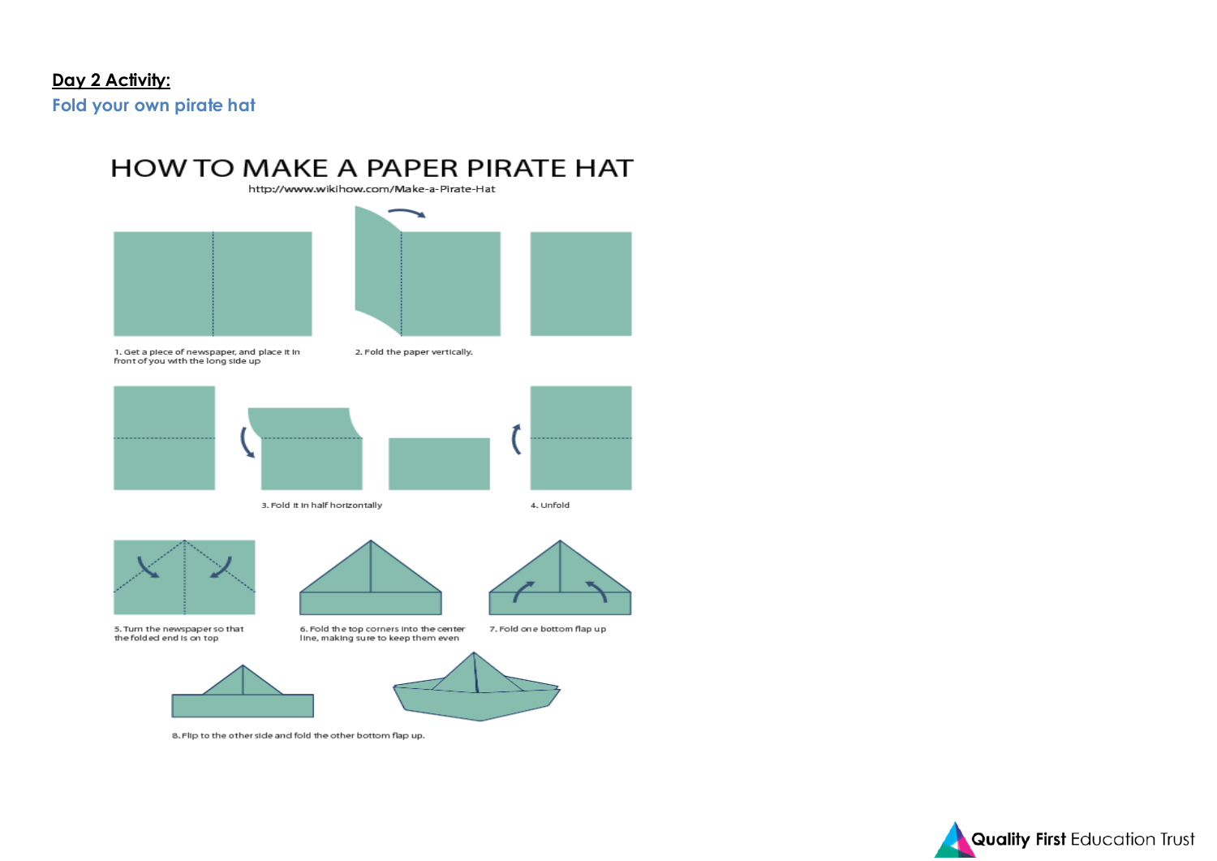**Day 2 Activity:**

## Fold your own pirate hat

# HOW TO MAKE A PAPER PIRATE HAT

http://www.wikihow.com/Make-a-Pirate-Hat

1. Get a piece of newspaper, and place it in front of you with the long side up
2. Fold the paper vertically.
3. Fold it in half horizontally
4. Unfold
5. Turn the newspaper so that the folded end is on top
6. Fold the top corners into the center line, making sure to keep them even
7. Fold one bottom flap up
8. Flip to the other side and fold the other bottom flap up.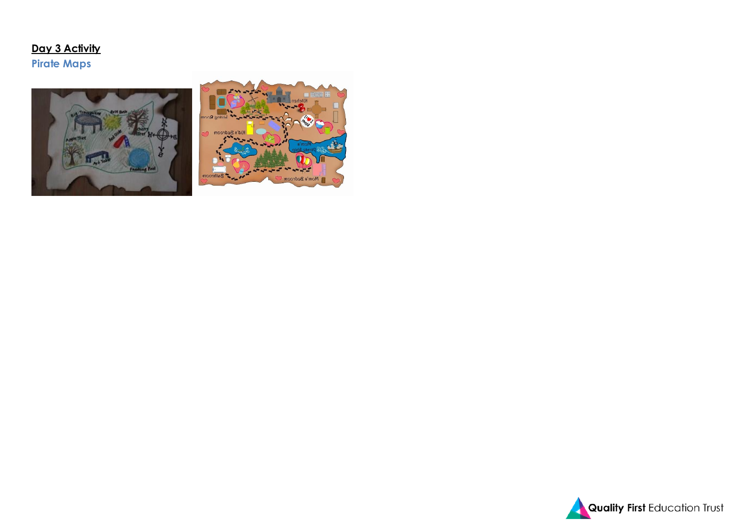**<u>Day 3 Activity</u>**

**Pirate Maps**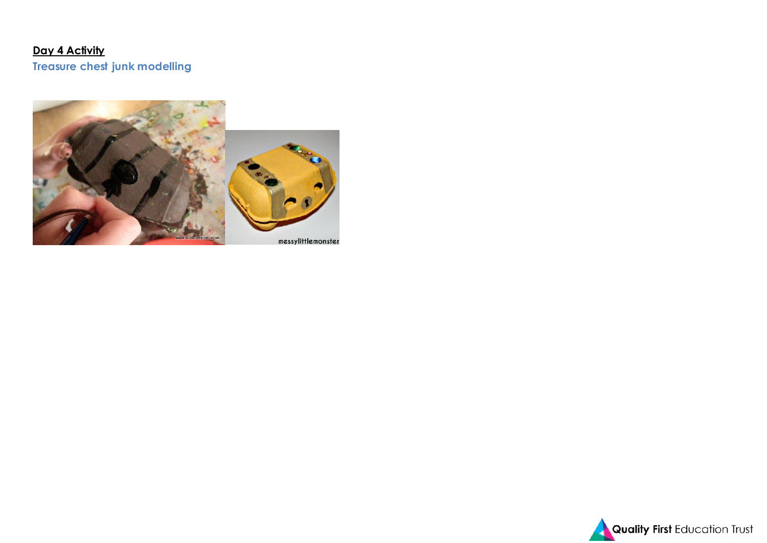**Day 4 Activity**

Treasure chest junk modelling